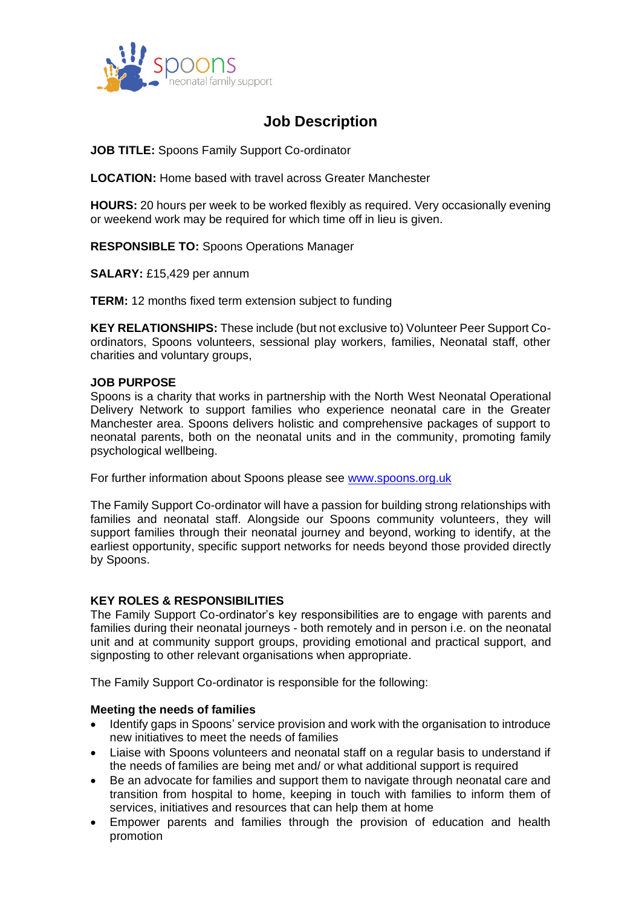spoons
neonatal family support

# Job Description

**JOB TITLE:** Spoons Family Support Co-ordinator

**LOCATION:** Home based with travel across Greater Manchester

**HOURS:** 20 hours per week to be worked flexibly as required. Very occasionally evening or weekend work may be required for which time off in lieu is given.

**RESPONSIBLE TO:** Spoons Operations Manager

**SALARY:** £15,429 per annum

**TERM:** 12 months fixed term extension subject to funding

**KEY RELATIONSHIPS:** These include (but not exclusive to) Volunteer Peer Support Co-ordinators, Spoons volunteers, sessional play workers, families, Neonatal staff, other charities and voluntary groups,

**JOB PURPOSE**

Spoons is a charity that works in partnership with the North West Neonatal Operational Delivery Network to support families who experience neonatal care in the Greater Manchester area. Spoons delivers holistic and comprehensive packages of support to neonatal parents, both on the neonatal units and in the community, promoting family psychological wellbeing.

For further information about Spoons please see [www.spoons.org.uk](www.spoons.org.uk)

The Family Support Co-ordinator will have a passion for building strong relationships with families and neonatal staff. Alongside our Spoons community volunteers, they will support families through their neonatal journey and beyond, working to identify, at the earliest opportunity, specific support networks for needs beyond those provided directly by Spoons.

**KEY ROLES & RESPONSIBILITIES**

The Family Support Co-ordinator's key responsibilities are to engage with parents and families during their neonatal journeys - both remotely and in person i.e. on the neonatal unit and at community support groups, providing emotional and practical support, and signposting to other relevant organisations when appropriate.

The Family Support Co-ordinator is responsible for the following:

**Meeting the needs of families**

- Identify gaps in Spoons' service provision and work with the organisation to introduce new initiatives to meet the needs of families
- Liaise with Spoons volunteers and neonatal staff on a regular basis to understand if the needs of families are being met and/ or what additional support is required
- Be an advocate for families and support them to navigate through neonatal care and transition from hospital to home, keeping in touch with families to inform them of services, initiatives and resources that can help them at home
- Empower parents and families through the provision of education and health promotion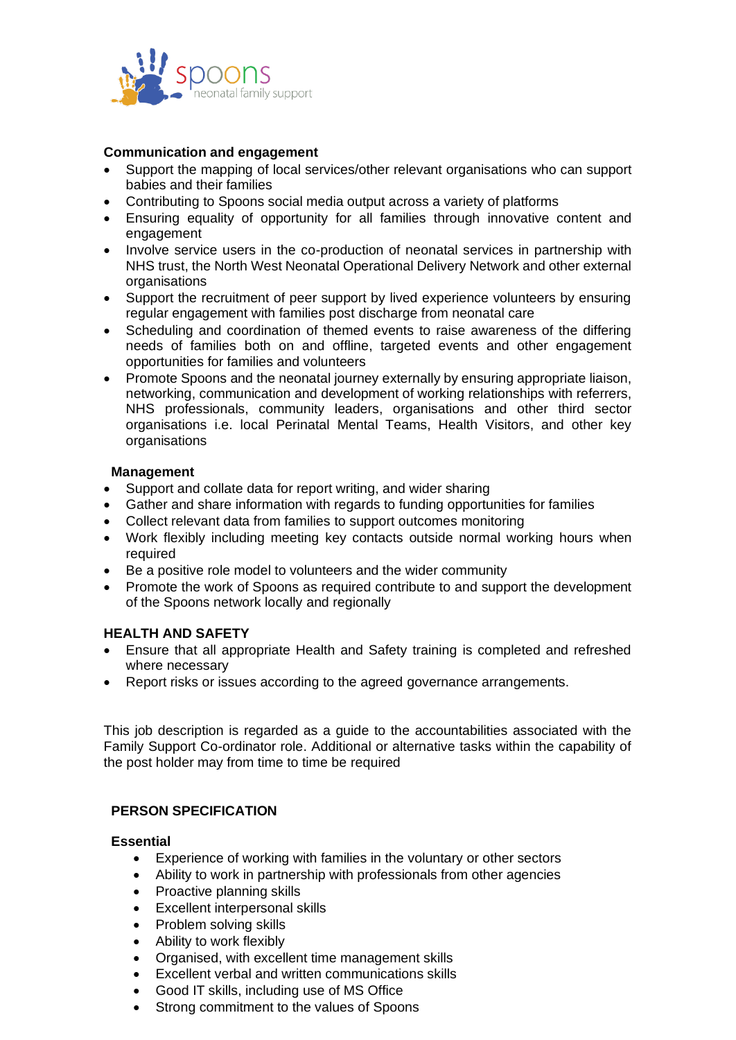**Communication and engagement**

- Support the mapping of local services/other relevant organisations who can support babies and their families
- Contributing to Spoons social media output across a variety of platforms
- Ensuring equality of opportunity for all families through innovative content and engagement
- Involve service users in the co-production of neonatal services in partnership with NHS trust, the North West Neonatal Operational Delivery Network and other external organisations
- Support the recruitment of peer support by lived experience volunteers by ensuring regular engagement with families post discharge from neonatal care
- Scheduling and coordination of themed events to raise awareness of the differing needs of families both on and offline, targeted events and other engagement opportunities for families and volunteers
- Promote Spoons and the neonatal journey externally by ensuring appropriate liaison, networking, communication and development of working relationships with referrers, NHS professionals, community leaders, organisations and other third sector organisations i.e. local Perinatal Mental Teams, Health Visitors, and other key organisations

**Management**

- Support and collate data for report writing, and wider sharing
- Gather and share information with regards to funding opportunities for families
- Collect relevant data from families to support outcomes monitoring
- Work flexibly including meeting key contacts outside normal working hours when required
- Be a positive role model to volunteers and the wider community
- Promote the work of Spoons as required contribute to and support the development of the Spoons network locally and regionally

**HEALTH AND SAFETY**

- Ensure that all appropriate Health and Safety training is completed and refreshed where necessary
- Report risks or issues according to the agreed governance arrangements.

This job description is regarded as a guide to the accountabilities associated with the Family Support Co-ordinator role. Additional or alternative tasks within the capability of the post holder may from time to time be required

**PERSON SPECIFICATION**

**Essential**

- Experience of working with families in the voluntary or other sectors
- Ability to work in partnership with professionals from other agencies
- Proactive planning skills
- Excellent interpersonal skills
- Problem solving skills
- Ability to work flexibly
- Organised, with excellent time management skills
- Excellent verbal and written communications skills
- Good IT skills, including use of MS Office
- Strong commitment to the values of Spoons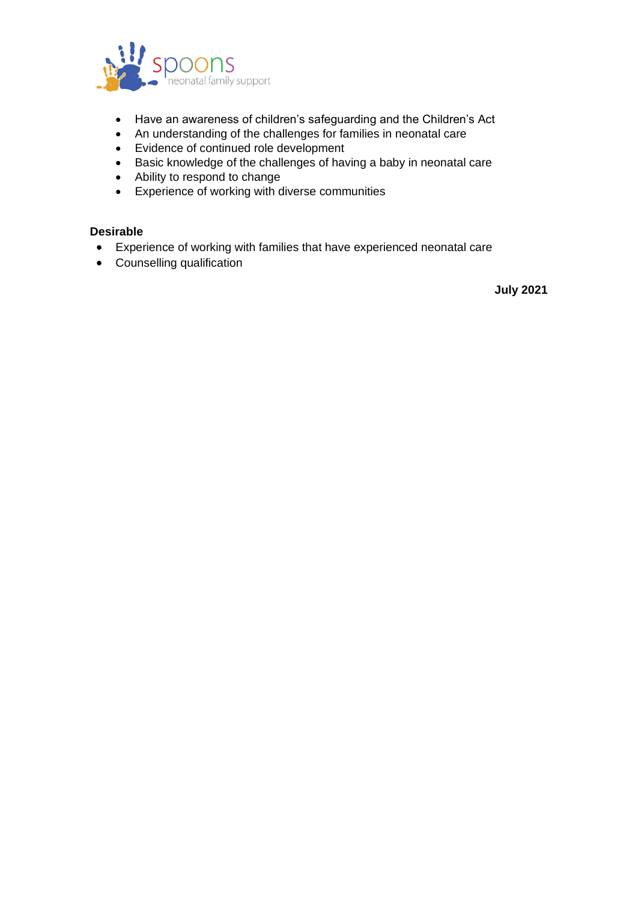- Have an awareness of children's safeguarding and the Children's Act
- An understanding of the challenges for families in neonatal care
- Evidence of continued role development
- Basic knowledge of the challenges of having a baby in neonatal care
- Ability to respond to change
- Experience of working with diverse communities

**Desirable**

- Experience of working with families that have experienced neonatal care
- Counselling qualification

**July 2021**